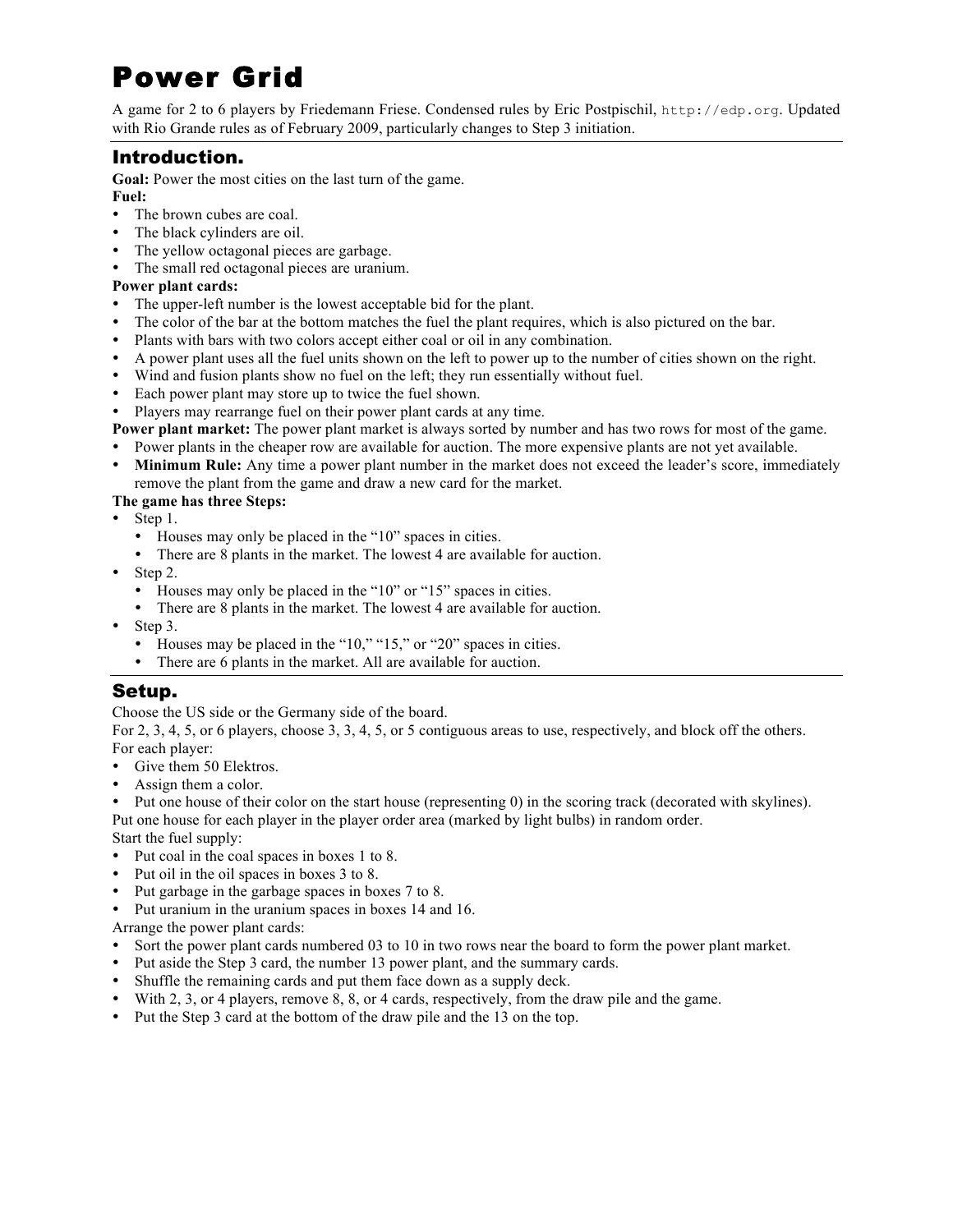# Power Grid

A game for 2 to 6 players by Friedemann Friese. Condensed rules by Eric Postpischil, `http://edp.org`. Updated with Rio Grande rules as of February 2009, particularly changes to Step 3 initiation.

## Introduction.

**Goal:** Power the most cities on the last turn of the game.

**Fuel:**

- The brown cubes are coal.
- The black cylinders are oil.
- The yellow octagonal pieces are garbage.
- The small red octagonal pieces are uranium.

**Power plant cards:**

- The upper-left number is the lowest acceptable bid for the plant.
- The color of the bar at the bottom matches the fuel the plant requires, which is also pictured on the bar.
- Plants with bars with two colors accept either coal or oil in any combination.
- A power plant uses all the fuel units shown on the left to power up to the number of cities shown on the right.
- Wind and fusion plants show no fuel on the left; they run essentially without fuel.
- Each power plant may store up to twice the fuel shown.
- Players may rearrange fuel on their power plant cards at any time.

**Power plant market:** The power plant market is always sorted by number and has two rows for most of the game.

- Power plants in the cheaper row are available for auction. The more expensive plants are not yet available.
- **Minimum Rule:** Any time a power plant number in the market does not exceed the leader's score, immediately remove the plant from the game and draw a new card for the market.

**The game has three Steps:**

- Step 1.
  - Houses may only be placed in the "10" spaces in cities.
  - There are 8 plants in the market. The lowest 4 are available for auction.
- Step 2.
  - Houses may only be placed in the "10" or "15" spaces in cities.
  - There are 8 plants in the market. The lowest 4 are available for auction.
- Step 3.
  - Houses may be placed in the "10," "15," or "20" spaces in cities.
  - There are 6 plants in the market. All are available for auction.

## Setup.

Choose the US side or the Germany side of the board.

For 2, 3, 4, 5, or 6 players, choose 3, 3, 4, 5, or 5 contiguous areas to use, respectively, and block off the others.

For each player:

- Give them 50 Elektros.
- Assign them a color.
- Put one house of their color on the start house (representing 0) in the scoring track (decorated with skylines).

Put one house for each player in the player order area (marked by light bulbs) in random order.

Start the fuel supply:

- Put coal in the coal spaces in boxes 1 to 8.
- Put oil in the oil spaces in boxes 3 to 8.
- Put garbage in the garbage spaces in boxes 7 to 8.
- Put uranium in the uranium spaces in boxes 14 and 16.

Arrange the power plant cards:

- Sort the power plant cards numbered 03 to 10 in two rows near the board to form the power plant market.
- Put aside the Step 3 card, the number 13 power plant, and the summary cards.
- Shuffle the remaining cards and put them face down as a supply deck.
- With 2, 3, or 4 players, remove 8, 8, or 4 cards, respectively, from the draw pile and the game.
- Put the Step 3 card at the bottom of the draw pile and the 13 on the top.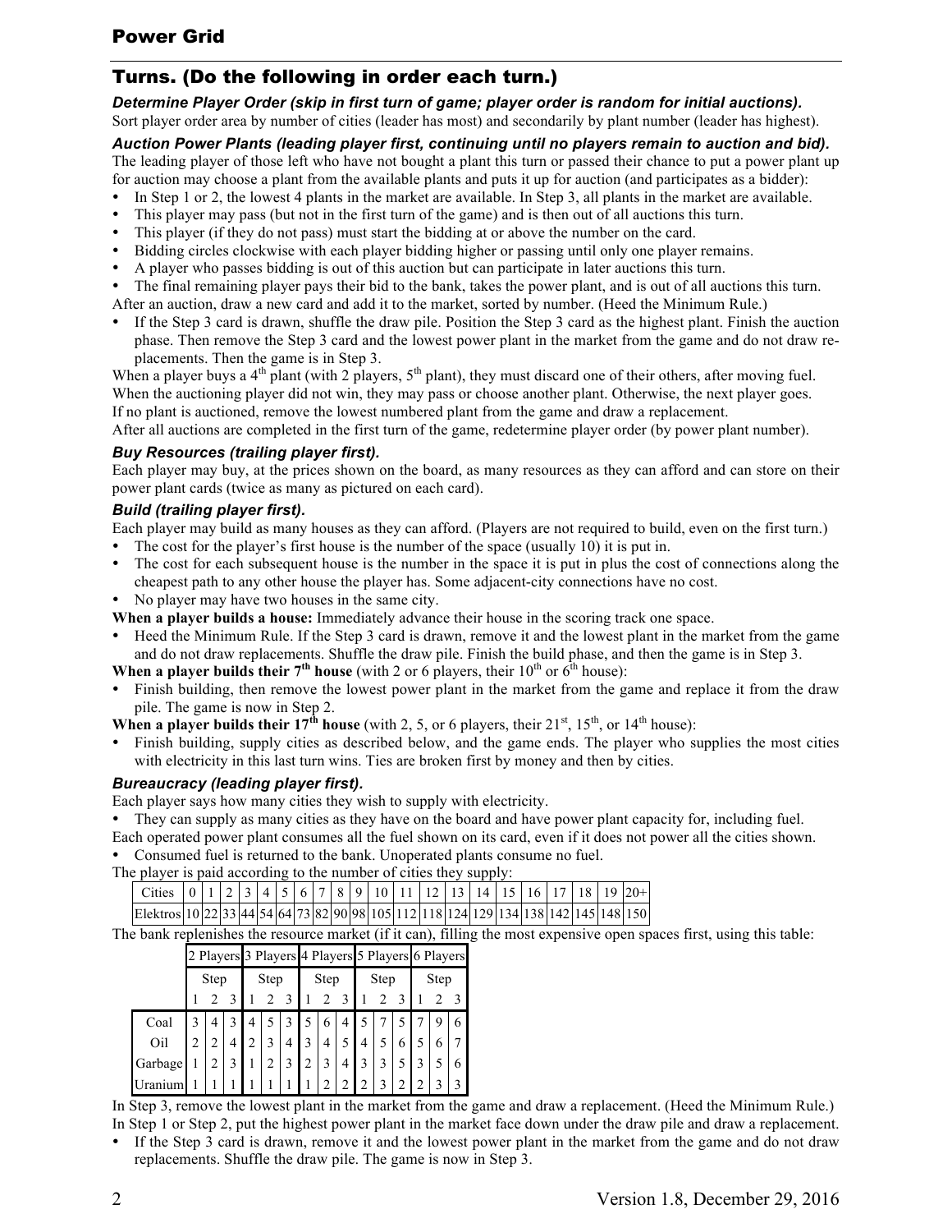## Turns. (Do the following in order each turn.)

### *Determine Player Order (skip in first turn of game; player order is random for initial auctions).*

Sort player order area by number of cities (leader has most) and secondarily by plant number (leader has highest).

### *Auction Power Plants (leading player first, continuing until no players remain to auction and bid).*

The leading player of those left who have not bought a plant this turn or passed their chance to put a power plant up for auction may choose a plant from the available plants and puts it up for auction (and participates as a bidder):

- In Step 1 or 2, the lowest 4 plants in the market are available. In Step 3, all plants in the market are available.
- This player may pass (but not in the first turn of the game) and is then out of all auctions this turn.
- This player (if they do not pass) must start the bidding at or above the number on the card.
- Bidding circles clockwise with each player bidding higher or passing until only one player remains.
- A player who passes bidding is out of this auction but can participate in later auctions this turn.
- The final remaining player pays their bid to the bank, takes the power plant, and is out of all auctions this turn.

After an auction, draw a new card and add it to the market, sorted by number. (Heed the Minimum Rule.)

- If the Step 3 card is drawn, shuffle the draw pile. Position the Step 3 card as the highest plant. Finish the auction phase. Then remove the Step 3 card and the lowest power plant in the market from the game and do not draw replacements. Then the game is in Step 3.

When a player buys a 4th plant (with 2 players, 5th plant), they must discard one of their others, after moving fuel.
When the auctioning player did not win, they may pass or choose another plant. Otherwise, the next player goes.
If no plant is auctioned, remove the lowest numbered plant from the game and draw a replacement.
After all auctions are completed in the first turn of the game, redetermine player order (by power plant number).

### *Buy Resources (trailing player first).*

Each player may buy, at the prices shown on the board, as many resources as they can afford and can store on their power plant cards (twice as many as pictured on each card).

### *Build (trailing player first).*

Each player may build as many houses as they can afford. (Players are not required to build, even on the first turn.)

- The cost for the player's first house is the number of the space (usually 10) it is put in.
- The cost for each subsequent house is the number in the space it is put in plus the cost of connections along the cheapest path to any other house the player has. Some adjacent-city connections have no cost.
- No player may have two houses in the same city.

**When a player builds a house:** Immediately advance their house in the scoring track one space.

- Heed the Minimum Rule. If the Step 3 card is drawn, remove it and the lowest plant in the market from the game and do not draw replacements. Shuffle the draw pile. Finish the build phase, and then the game is in Step 3.

**When a player builds their 7th house** (with 2 or 6 players, their 10th or 6th house):

- Finish building, then remove the lowest power plant in the market from the game and replace it from the draw pile. The game is now in Step 2.

**When a player builds their 17th house** (with 2, 5, or 6 players, their 21st, 15th, or 14th house):

- Finish building, supply cities as described below, and the game ends. The player who supplies the most cities with electricity in this last turn wins. Ties are broken first by money and then by cities.

### *Bureaucracy (leading player first).*

Each player says how many cities they wish to supply with electricity.

- They can supply as many cities as they have on the board and have power plant capacity for, including fuel.

Each operated power plant consumes all the fuel shown on its card, even if it does not power all the cities shown.

- Consumed fuel is returned to the bank. Unoperated plants consume no fuel.

The player is paid according to the number of cities they supply:

| Cities | 0 | 1 | 2 | 3 | 4 | 5 | 6 | 7 | 8 | 9 | 10 | 11 | 12 | 13 | 14 | 15 | 16 | 17 | 18 | 19 | 20+ |
|---|---|---|---|---|---|---|---|---|---|---|---|---|---|---|---|---|---|---|---|---|---|
| Elektros | 10 | 22 | 33 | 44 | 54 | 64 | 73 | 82 | 90 | 98 | 105 | 112 | 118 | 124 | 129 | 134 | 138 | 142 | 145 | 148 | 150 |

The bank replenishes the resource market (if it can), filling the most expensive open spaces first, using this table:

| | 2 Players | | | 3 Players | | | 4 Players | | | 5 Players | | | 6 Players | | |
|---|---|---|---|---|---|---|---|---|---|---|---|---|---|---|---|
| | Step | | | Step | | | Step | | | Step | | | Step | | |
| | 1 | 2 | 3 | 1 | 2 | 3 | 1 | 2 | 3 | 1 | 2 | 3 | 1 | 2 | 3 |
| Coal | 3 | 4 | 3 | 4 | 5 | 3 | 5 | 6 | 4 | 5 | 7 | 5 | 7 | 9 | 6 |
| Oil | 2 | 2 | 4 | 2 | 3 | 4 | 3 | 4 | 5 | 4 | 5 | 6 | 5 | 6 | 7 |
| Garbage | 1 | 2 | 3 | 1 | 2 | 3 | 2 | 3 | 4 | 3 | 3 | 5 | 3 | 5 | 6 |
| Uranium | 1 | 1 | 1 | 1 | 1 | 1 | 1 | 2 | 2 | 2 | 3 | 2 | 2 | 3 | 3 |

In Step 3, remove the lowest plant in the market from the game and draw a replacement. (Heed the Minimum Rule.)
In Step 1 or Step 2, put the highest power plant in the market face down under the draw pile and draw a replacement.

- If the Step 3 card is drawn, remove it and the lowest power plant in the market from the game and do not draw replacements. Shuffle the draw pile. The game is now in Step 3.